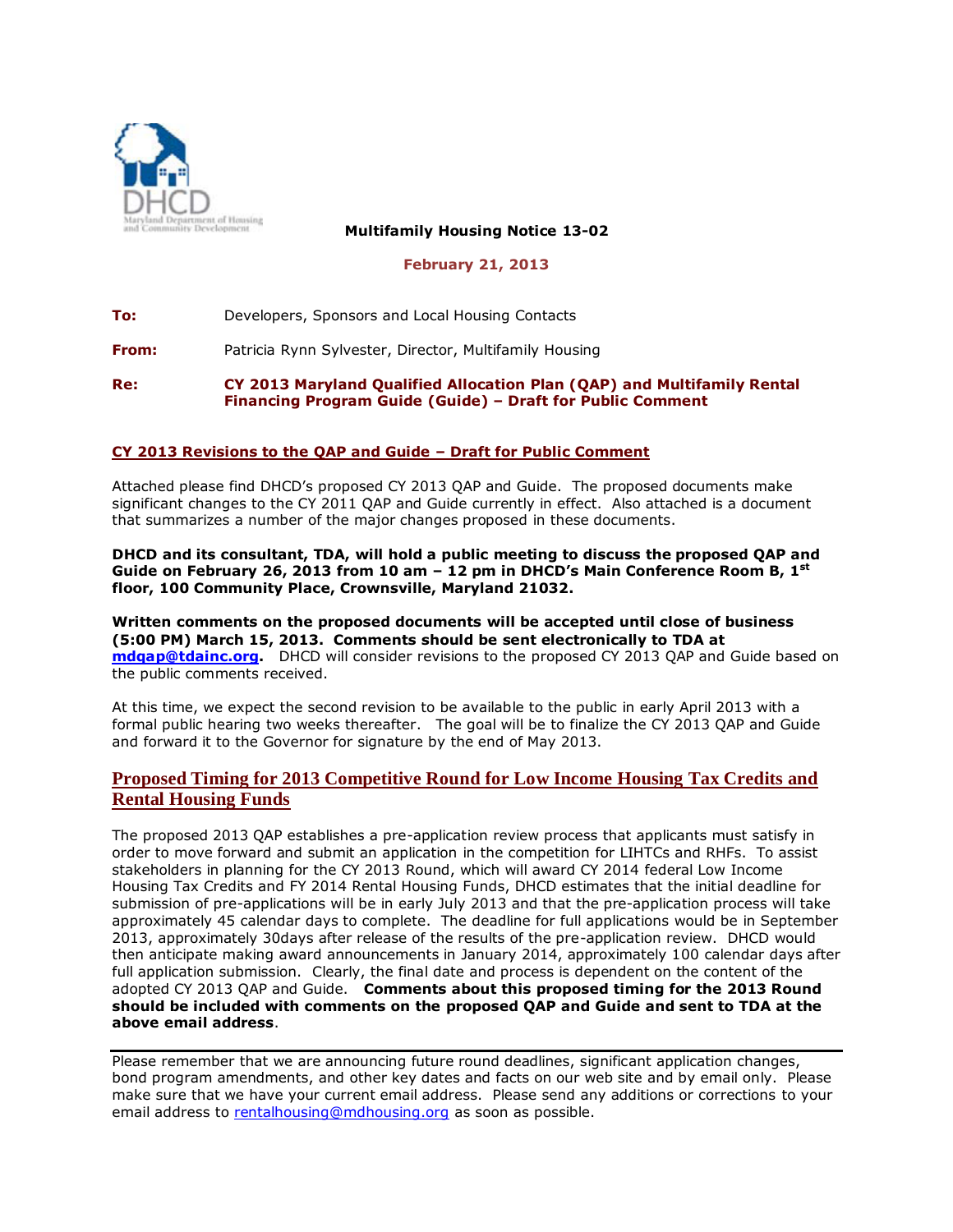DHCD
Maryland Department of Housing and Community Development

**Multifamily Housing Notice 13-02**

**February 21, 2013**

**To:** Developers, Sponsors and Local Housing Contacts

**From:** Patricia Rynn Sylvester, Director, Multifamily Housing

**Re:** **CY 2013 Maryland Qualified Allocation Plan (QAP) and Multifamily Rental Financing Program Guide (Guide) – Draft for Public Comment**

## CY 2013 Revisions to the QAP and Guide – Draft for Public Comment

Attached please find DHCD's proposed CY 2013 QAP and Guide. The proposed documents make significant changes to the CY 2011 QAP and Guide currently in effect. Also attached is a document that summarizes a number of the major changes proposed in these documents.

**DHCD and its consultant, TDA, will hold a public meeting to discuss the proposed QAP and Guide on February 26, 2013 from 10 am – 12 pm in DHCD's Main Conference Room B, 1st floor, 100 Community Place, Crownsville, Maryland 21032.**

**Written comments on the proposed documents will be accepted until close of business (5:00 PM) March 15, 2013. Comments should be sent electronically to TDA at mdqap@tdainc.org.** DHCD will consider revisions to the proposed CY 2013 QAP and Guide based on the public comments received.

At this time, we expect the second revision to be available to the public in early April 2013 with a formal public hearing two weeks thereafter. The goal will be to finalize the CY 2013 QAP and Guide and forward it to the Governor for signature by the end of May 2013.

## Proposed Timing for 2013 Competitive Round for Low Income Housing Tax Credits and Rental Housing Funds

The proposed 2013 QAP establishes a pre-application review process that applicants must satisfy in order to move forward and submit an application in the competition for LIHTCs and RHFs. To assist stakeholders in planning for the CY 2013 Round, which will award CY 2014 federal Low Income Housing Tax Credits and FY 2014 Rental Housing Funds, DHCD estimates that the initial deadline for submission of pre-applications will be in early July 2013 and that the pre-application process will take approximately 45 calendar days to complete. The deadline for full applications would be in September 2013, approximately 30days after release of the results of the pre-application review. DHCD would then anticipate making award announcements in January 2014, approximately 100 calendar days after full application submission. Clearly, the final date and process is dependent on the content of the adopted CY 2013 QAP and Guide. **Comments about this proposed timing for the 2013 Round should be included with comments on the proposed QAP and Guide and sent to TDA at the above email address**.

---

Please remember that we are announcing future round deadlines, significant application changes, bond program amendments, and other key dates and facts on our web site and by email only. Please make sure that we have your current email address. Please send any additions or corrections to your email address to rentalhousing@mdhousing.org as soon as possible.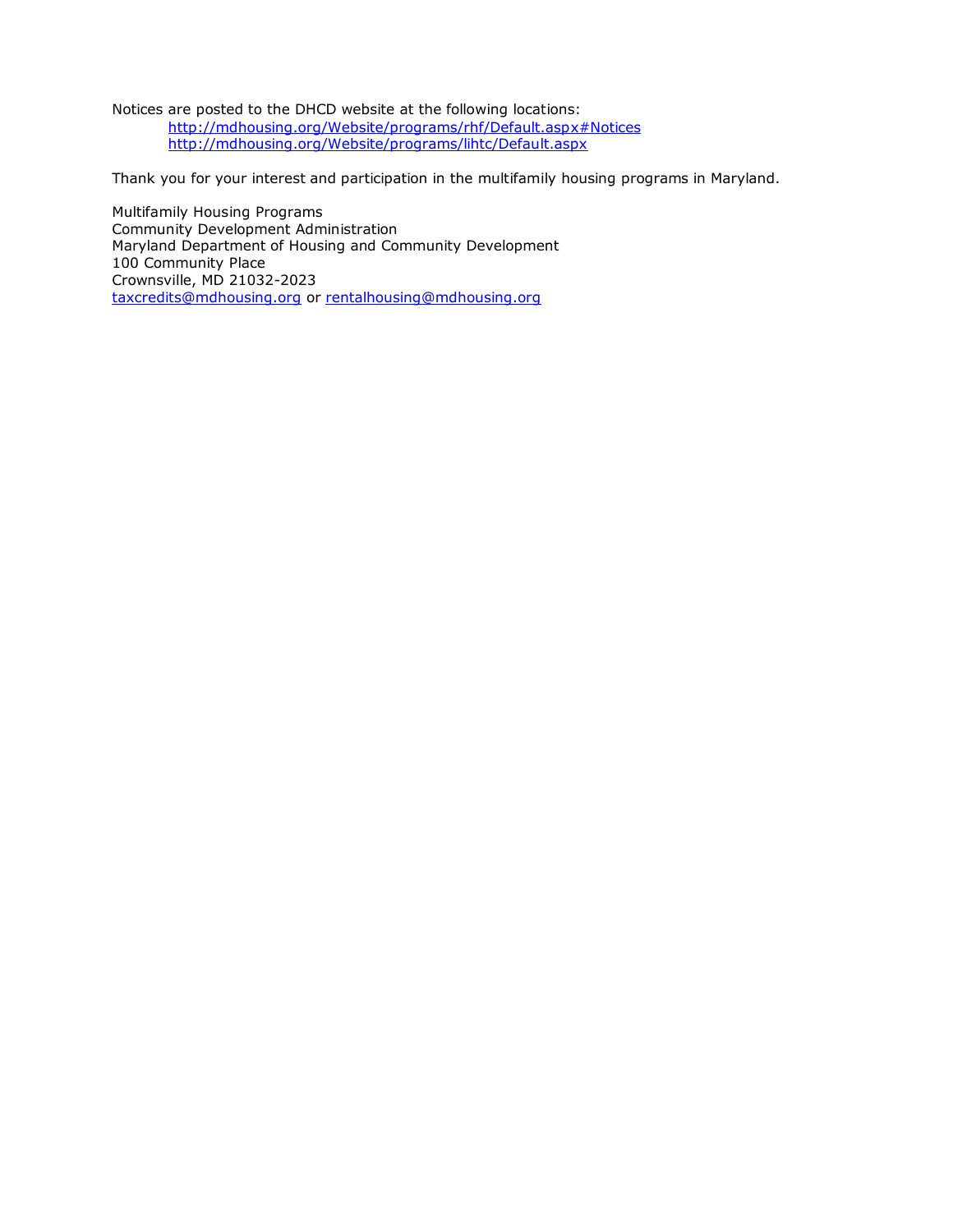Notices are posted to the DHCD website at the following locations:

http://mdhousing.org/Website/programs/rhf/Default.aspx#Notices
http://mdhousing.org/Website/programs/lihtc/Default.aspx

Thank you for your interest and participation in the multifamily housing programs in Maryland.

Multifamily Housing Programs
Community Development Administration
Maryland Department of Housing and Community Development
100 Community Place
Crownsville, MD 21032-2023
taxcredits@mdhousing.org or rentalhousing@mdhousing.org